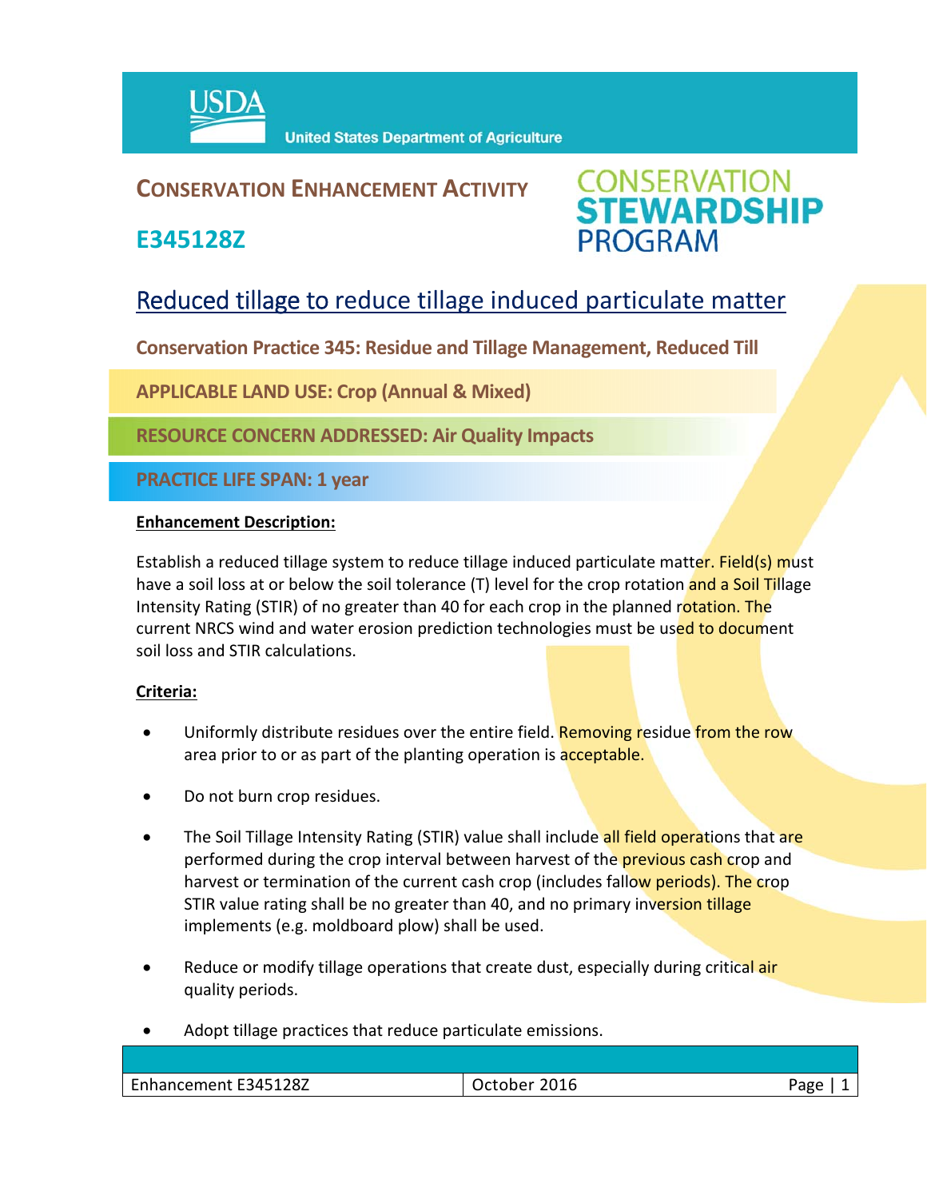USDA United States Department of Agriculture

# CONSERVATION ENHANCEMENT ACTIVITY

## E345128Z

CONSERVATION STEWARDSHIP PROGRAM

## Reduced tillage to reduce tillage induced particulate matter

**Conservation Practice 345: Residue and Tillage Management, Reduced Till**

**APPLICABLE LAND USE: Crop (Annual & Mixed)**

**RESOURCE CONCERN ADDRESSED: Air Quality Impacts**

**PRACTICE LIFE SPAN: 1 year**

**Enhancement Description:**

Establish a reduced tillage system to reduce tillage induced particulate matter. Field(s) must have a soil loss at or below the soil tolerance (T) level for the crop rotation and a Soil Tillage Intensity Rating (STIR) of no greater than 40 for each crop in the planned rotation. The current NRCS wind and water erosion prediction technologies must be used to document soil loss and STIR calculations.

**Criteria:**

- Uniformly distribute residues over the entire field. Removing residue from the row area prior to or as part of the planting operation is acceptable.
- Do not burn crop residues.
- The Soil Tillage Intensity Rating (STIR) value shall include all field operations that are performed during the crop interval between harvest of the previous cash crop and harvest or termination of the current cash crop (includes fallow periods). The crop STIR value rating shall be no greater than 40, and no primary inversion tillage implements (e.g. moldboard plow) shall be used.
- Reduce or modify tillage operations that create dust, especially during critical air quality periods.
- Adopt tillage practices that reduce particulate emissions.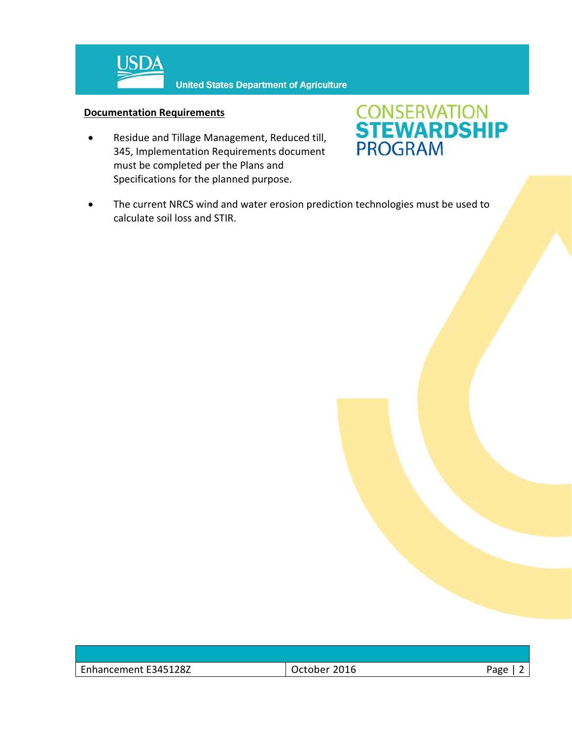**Documentation Requirements**

- Residue and Tillage Management, Reduced till, 345, Implementation Requirements document must be completed per the Plans and Specifications for the planned purpose.
- The current NRCS wind and water erosion prediction technologies must be used to calculate soil loss and STIR.